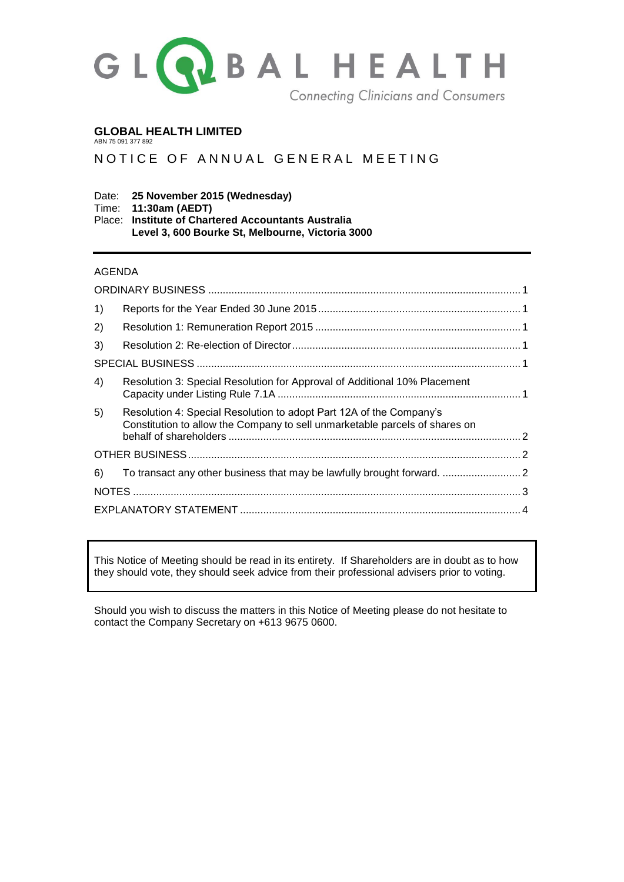GLOBAL HEALTH

Connecting Clinicians and Consumers

**GLOBAL HEALTH LIMITED**
ABN 75 091 377 892

# NOTICE OF ANNUAL GENERAL MEETING

Date: **25 November 2015 (Wednesday)**
Time: **11:30am (AEDT)**
Place: **Institute of Chartered Accountants Australia**
**Level 3, 600 Bourke St, Melbourne, Victoria 3000**

---

AGENDA

| | | |
|---|---|---|
| ORDINARY BUSINESS | | 1 |
| 1) | Reports for the Year Ended 30 June 2015 | 1 |
| 2) | Resolution 1: Remuneration Report 2015 | 1 |
| 3) | Resolution 2: Re-election of Director | 1 |
| SPECIAL BUSINESS | | 1 |
| 4) | Resolution 3: Special Resolution for Approval of Additional 10% Placement Capacity under Listing Rule 7.1A | 1 |
| 5) | Resolution 4: Special Resolution to adopt Part 12A of the Company's Constitution to allow the Company to sell unmarketable parcels of shares on behalf of shareholders | 2 |
| OTHER BUSINESS | | 2 |
| 6) | To transact any other business that may be lawfully brought forward. | 2 |
| NOTES | | 3 |
| EXPLANATORY STATEMENT | | 4 |

> This Notice of Meeting should be read in its entirety. If Shareholders are in doubt as to how they should vote, they should seek advice from their professional advisers prior to voting.

Should you wish to discuss the matters in this Notice of Meeting please do not hesitate to contact the Company Secretary on +613 9675 0600.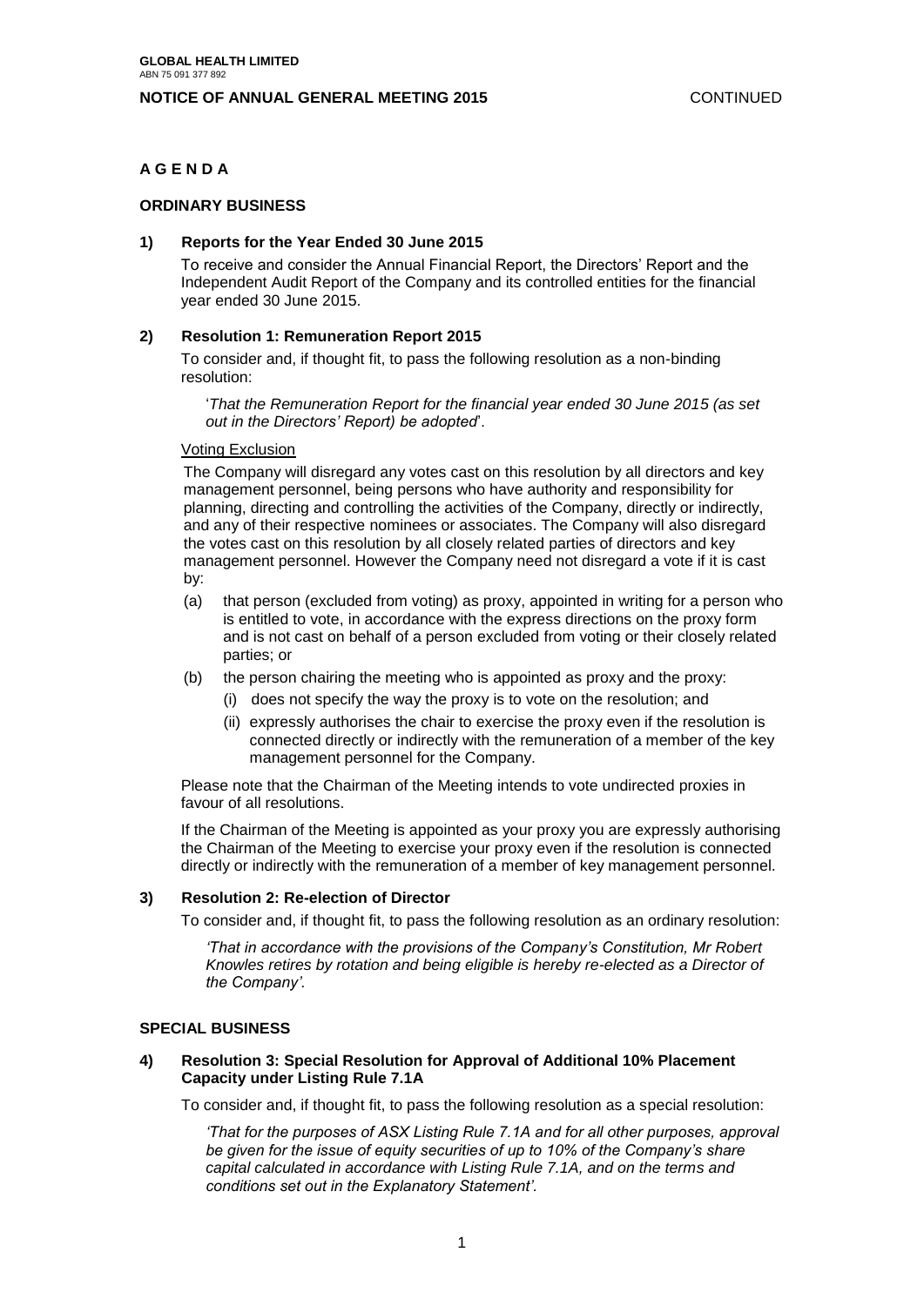# A G E N D A

## ORDINARY BUSINESS

### 1) Reports for the Year Ended 30 June 2015

To receive and consider the Annual Financial Report, the Directors' Report and the Independent Audit Report of the Company and its controlled entities for the financial year ended 30 June 2015.

### 2) Resolution 1: Remuneration Report 2015

To consider and, if thought fit, to pass the following resolution as a non-binding resolution:

'*That the Remuneration Report for the financial year ended 30 June 2015 (as set out in the Directors' Report) be adopted*'.

Voting Exclusion

The Company will disregard any votes cast on this resolution by all directors and key management personnel, being persons who have authority and responsibility for planning, directing and controlling the activities of the Company, directly or indirectly, and any of their respective nominees or associates. The Company will also disregard the votes cast on this resolution by all closely related parties of directors and key management personnel. However the Company need not disregard a vote if it is cast by:

(a) that person (excluded from voting) as proxy, appointed in writing for a person who is entitled to vote, in accordance with the express directions on the proxy form and is not cast on behalf of a person excluded from voting or their closely related parties; or

(b) the person chairing the meeting who is appointed as proxy and the proxy:

  (i) does not specify the way the proxy is to vote on the resolution; and

  (ii) expressly authorises the chair to exercise the proxy even if the resolution is connected directly or indirectly with the remuneration of a member of the key management personnel for the Company.

Please note that the Chairman of the Meeting intends to vote undirected proxies in favour of all resolutions.

If the Chairman of the Meeting is appointed as your proxy you are expressly authorising the Chairman of the Meeting to exercise your proxy even if the resolution is connected directly or indirectly with the remuneration of a member of key management personnel.

### 3) Resolution 2: Re-election of Director

To consider and, if thought fit, to pass the following resolution as an ordinary resolution:

*'That in accordance with the provisions of the Company's Constitution, Mr Robert Knowles retires by rotation and being eligible is hereby re-elected as a Director of the Company'.*

## SPECIAL BUSINESS

### 4) Resolution 3: Special Resolution for Approval of Additional 10% Placement Capacity under Listing Rule 7.1A

To consider and, if thought fit, to pass the following resolution as a special resolution:

*'That for the purposes of ASX Listing Rule 7.1A and for all other purposes, approval be given for the issue of equity securities of up to 10% of the Company's share capital calculated in accordance with Listing Rule 7.1A, and on the terms and conditions set out in the Explanatory Statement'.*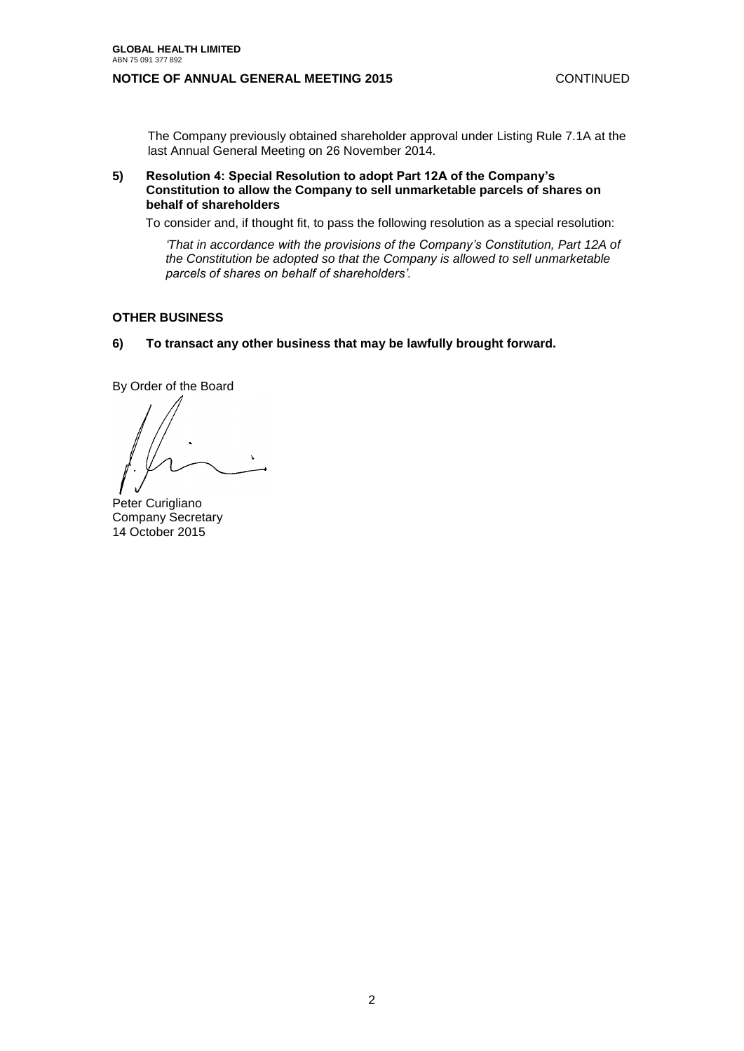The Company previously obtained shareholder approval under Listing Rule 7.1A at the last Annual General Meeting on 26 November 2014.

**5) Resolution 4: Special Resolution to adopt Part 12A of the Company's Constitution to allow the Company to sell unmarketable parcels of shares on behalf of shareholders**

To consider and, if thought fit, to pass the following resolution as a special resolution:

*'That in accordance with the provisions of the Company's Constitution, Part 12A of the Constitution be adopted so that the Company is allowed to sell unmarketable parcels of shares on behalf of shareholders'.*

## OTHER BUSINESS

**6) To transact any other business that may be lawfully brought forward.**

By Order of the Board

Peter Curigliano
Company Secretary
14 October 2015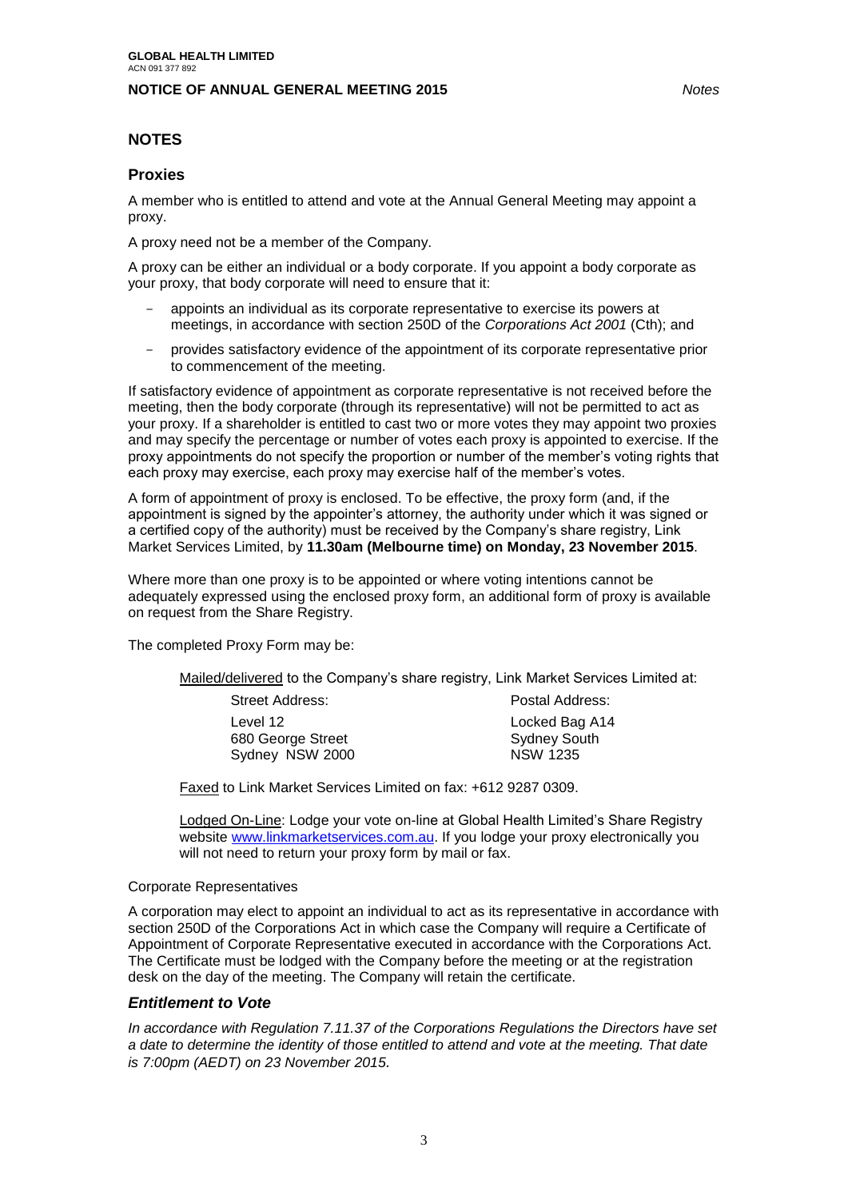## NOTES

### Proxies

A member who is entitled to attend and vote at the Annual General Meeting may appoint a proxy.

A proxy need not be a member of the Company.

A proxy can be either an individual or a body corporate. If you appoint a body corporate as your proxy, that body corporate will need to ensure that it:

- appoints an individual as its corporate representative to exercise its powers at meetings, in accordance with section 250D of the *Corporations Act 2001* (Cth); and
- provides satisfactory evidence of the appointment of its corporate representative prior to commencement of the meeting.

If satisfactory evidence of appointment as corporate representative is not received before the meeting, then the body corporate (through its representative) will not be permitted to act as your proxy. If a shareholder is entitled to cast two or more votes they may appoint two proxies and may specify the percentage or number of votes each proxy is appointed to exercise. If the proxy appointments do not specify the proportion or number of the member's voting rights that each proxy may exercise, each proxy may exercise half of the member's votes.

A form of appointment of proxy is enclosed. To be effective, the proxy form (and, if the appointment is signed by the appointer's attorney, the authority under which it was signed or a certified copy of the authority) must be received by the Company's share registry, Link Market Services Limited, by **11.30am (Melbourne time) on Monday, 23 November 2015**.

Where more than one proxy is to be appointed or where voting intentions cannot be adequately expressed using the enclosed proxy form, an additional form of proxy is available on request from the Share Registry.

The completed Proxy Form may be:

Mailed/delivered to the Company's share registry, Link Market Services Limited at:

| Street Address: | Postal Address: |
|---|---|
| Level 12<br>680 George Street<br>Sydney NSW 2000 | Locked Bag A14<br>Sydney South<br>NSW 1235 |

Faxed to Link Market Services Limited on fax: +612 9287 0309.

Lodged On-Line: Lodge your vote on-line at Global Health Limited's Share Registry website [www.linkmarketservices.com.au](http://www.linkmarketservices.com.au). If you lodge your proxy electronically you will not need to return your proxy form by mail or fax.

Corporate Representatives

A corporation may elect to appoint an individual to act as its representative in accordance with section 250D of the Corporations Act in which case the Company will require a Certificate of Appointment of Corporate Representative executed in accordance with the Corporations Act. The Certificate must be lodged with the Company before the meeting or at the registration desk on the day of the meeting. The Company will retain the certificate.

### *Entitlement to Vote*

*In accordance with Regulation 7.11.37 of the Corporations Regulations the Directors have set a date to determine the identity of those entitled to attend and vote at the meeting. That date is 7:00pm (AEDT) on 23 November 2015.*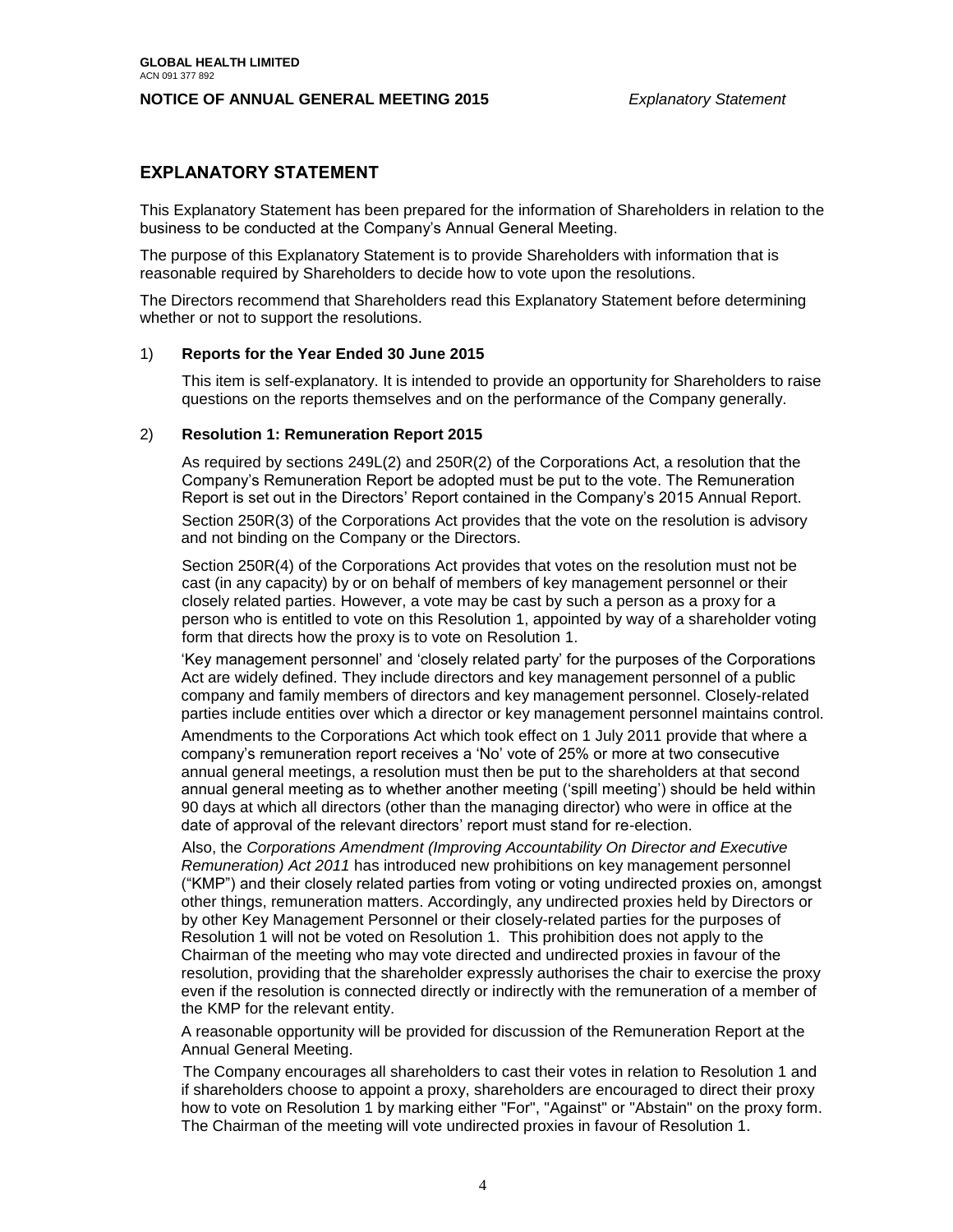# EXPLANATORY STATEMENT

This Explanatory Statement has been prepared for the information of Shareholders in relation to the business to be conducted at the Company's Annual General Meeting.

The purpose of this Explanatory Statement is to provide Shareholders with information that is reasonable required by Shareholders to decide how to vote upon the resolutions.

The Directors recommend that Shareholders read this Explanatory Statement before determining whether or not to support the resolutions.

1) **Reports for the Year Ended 30 June 2015**

This item is self-explanatory. It is intended to provide an opportunity for Shareholders to raise questions on the reports themselves and on the performance of the Company generally.

2) **Resolution 1: Remuneration Report 2015**

As required by sections 249L(2) and 250R(2) of the Corporations Act, a resolution that the Company's Remuneration Report be adopted must be put to the vote. The Remuneration Report is set out in the Directors' Report contained in the Company's 2015 Annual Report.

Section 250R(3) of the Corporations Act provides that the vote on the resolution is advisory and not binding on the Company or the Directors.

Section 250R(4) of the Corporations Act provides that votes on the resolution must not be cast (in any capacity) by or on behalf of members of key management personnel or their closely related parties. However, a vote may be cast by such a person as a proxy for a person who is entitled to vote on this Resolution 1, appointed by way of a shareholder voting form that directs how the proxy is to vote on Resolution 1.

'Key management personnel' and 'closely related party' for the purposes of the Corporations Act are widely defined. They include directors and key management personnel of a public company and family members of directors and key management personnel. Closely-related parties include entities over which a director or key management personnel maintains control.

Amendments to the Corporations Act which took effect on 1 July 2011 provide that where a company's remuneration report receives a 'No' vote of 25% or more at two consecutive annual general meetings, a resolution must then be put to the shareholders at that second annual general meeting as to whether another meeting ('spill meeting') should be held within 90 days at which all directors (other than the managing director) who were in office at the date of approval of the relevant directors' report must stand for re-election.

Also, the *Corporations Amendment (Improving Accountability On Director and Executive Remuneration) Act 2011* has introduced new prohibitions on key management personnel ("KMP") and their closely related parties from voting or voting undirected proxies on, amongst other things, remuneration matters. Accordingly, any undirected proxies held by Directors or by other Key Management Personnel or their closely-related parties for the purposes of Resolution 1 will not be voted on Resolution 1. This prohibition does not apply to the Chairman of the meeting who may vote directed and undirected proxies in favour of the resolution, providing that the shareholder expressly authorises the chair to exercise the proxy even if the resolution is connected directly or indirectly with the remuneration of a member of the KMP for the relevant entity.

A reasonable opportunity will be provided for discussion of the Remuneration Report at the Annual General Meeting.

The Company encourages all shareholders to cast their votes in relation to Resolution 1 and if shareholders choose to appoint a proxy, shareholders are encouraged to direct their proxy how to vote on Resolution 1 by marking either "For", "Against" or "Abstain" on the proxy form. The Chairman of the meeting will vote undirected proxies in favour of Resolution 1.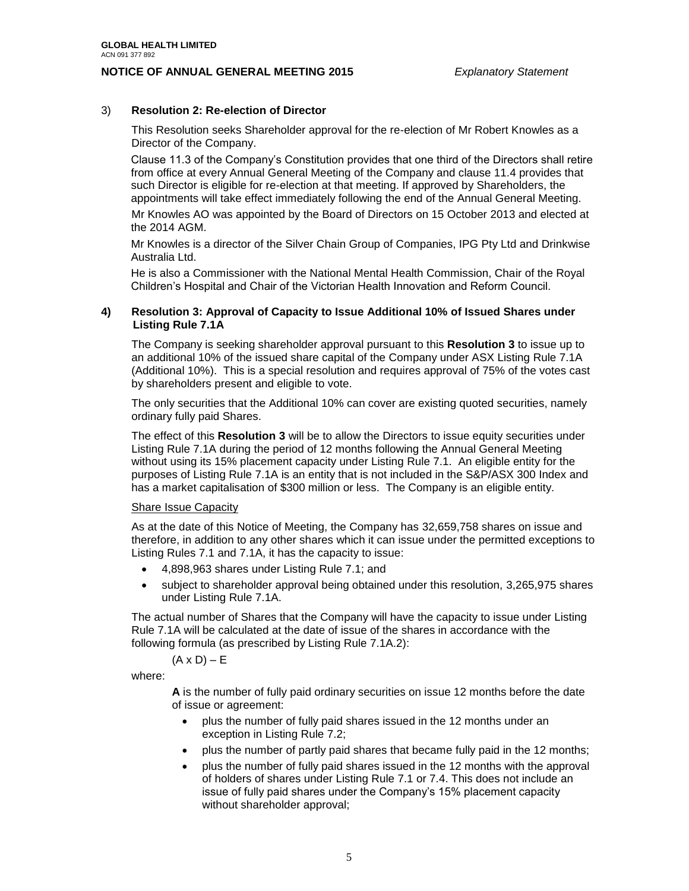3) **Resolution 2: Re-election of Director**

This Resolution seeks Shareholder approval for the re-election of Mr Robert Knowles as a Director of the Company.

Clause 11.3 of the Company's Constitution provides that one third of the Directors shall retire from office at every Annual General Meeting of the Company and clause 11.4 provides that such Director is eligible for re-election at that meeting. If approved by Shareholders, the appointments will take effect immediately following the end of the Annual General Meeting.

Mr Knowles AO was appointed by the Board of Directors on 15 October 2013 and elected at the 2014 AGM.

Mr Knowles is a director of the Silver Chain Group of Companies, IPG Pty Ltd and Drinkwise Australia Ltd.

He is also a Commissioner with the National Mental Health Commission, Chair of the Royal Children's Hospital and Chair of the Victorian Health Innovation and Reform Council.

**4) Resolution 3: Approval of Capacity to Issue Additional 10% of Issued Shares under Listing Rule 7.1A**

The Company is seeking shareholder approval pursuant to this **Resolution 3** to issue up to an additional 10% of the issued share capital of the Company under ASX Listing Rule 7.1A (Additional 10%). This is a special resolution and requires approval of 75% of the votes cast by shareholders present and eligible to vote.

The only securities that the Additional 10% can cover are existing quoted securities, namely ordinary fully paid Shares.

The effect of this **Resolution 3** will be to allow the Directors to issue equity securities under Listing Rule 7.1A during the period of 12 months following the Annual General Meeting without using its 15% placement capacity under Listing Rule 7.1. An eligible entity for the purposes of Listing Rule 7.1A is an entity that is not included in the S&P/ASX 300 Index and has a market capitalisation of $300 million or less. The Company is an eligible entity.

Share Issue Capacity

As at the date of this Notice of Meeting, the Company has 32,659,758 shares on issue and therefore, in addition to any other shares which it can issue under the permitted exceptions to Listing Rules 7.1 and 7.1A, it has the capacity to issue:

- 4,898,963 shares under Listing Rule 7.1; and
- subject to shareholder approval being obtained under this resolution, 3,265,975 shares under Listing Rule 7.1A.

The actual number of Shares that the Company will have the capacity to issue under Listing Rule 7.1A will be calculated at the date of issue of the shares in accordance with the following formula (as prescribed by Listing Rule 7.1A.2):

$$(A \times D) - E$$

where:

**A** is the number of fully paid ordinary securities on issue 12 months before the date of issue or agreement:

- plus the number of fully paid shares issued in the 12 months under an exception in Listing Rule 7.2;
- plus the number of partly paid shares that became fully paid in the 12 months;
- plus the number of fully paid shares issued in the 12 months with the approval of holders of shares under Listing Rule 7.1 or 7.4. This does not include an issue of fully paid shares under the Company's 15% placement capacity without shareholder approval;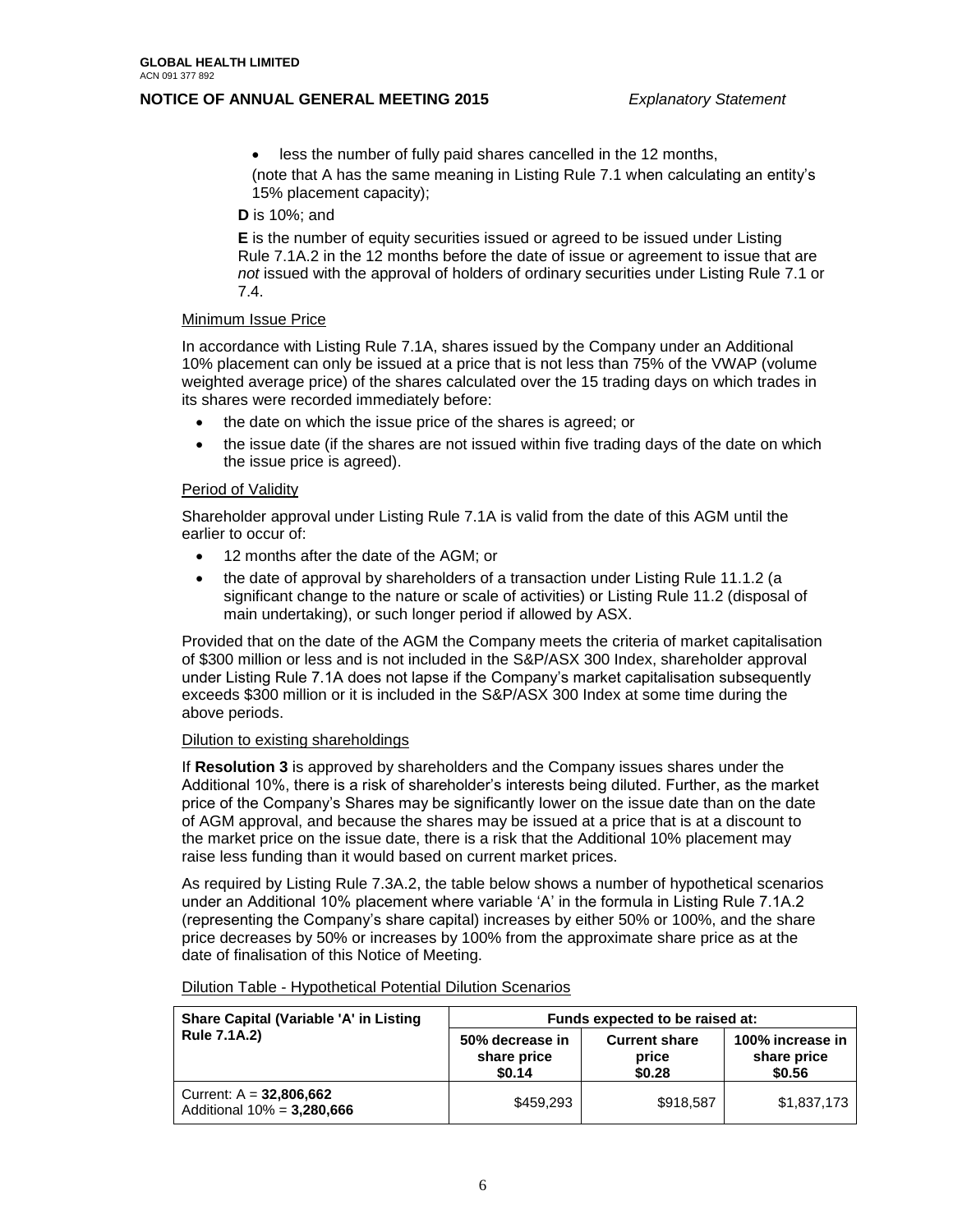- less the number of fully paid shares cancelled in the 12 months,

(note that A has the same meaning in Listing Rule 7.1 when calculating an entity's 15% placement capacity);

**D** is 10%; and

**E** is the number of equity securities issued or agreed to be issued under Listing Rule 7.1A.2 in the 12 months before the date of issue or agreement to issue that are *not* issued with the approval of holders of ordinary securities under Listing Rule 7.1 or 7.4.

Minimum Issue Price

In accordance with Listing Rule 7.1A, shares issued by the Company under an Additional 10% placement can only be issued at a price that is not less than 75% of the VWAP (volume weighted average price) of the shares calculated over the 15 trading days on which trades in its shares were recorded immediately before:

- the date on which the issue price of the shares is agreed; or
- the issue date (if the shares are not issued within five trading days of the date on which the issue price is agreed).

Period of Validity

Shareholder approval under Listing Rule 7.1A is valid from the date of this AGM until the earlier to occur of:

- 12 months after the date of the AGM; or
- the date of approval by shareholders of a transaction under Listing Rule 11.1.2 (a significant change to the nature or scale of activities) or Listing Rule 11.2 (disposal of main undertaking), or such longer period if allowed by ASX.

Provided that on the date of the AGM the Company meets the criteria of market capitalisation of $300 million or less and is not included in the S&P/ASX 300 Index, shareholder approval under Listing Rule 7.1A does not lapse if the Company's market capitalisation subsequently exceeds $300 million or it is included in the S&P/ASX 300 Index at some time during the above periods.

Dilution to existing shareholdings

If **Resolution 3** is approved by shareholders and the Company issues shares under the Additional 10%, there is a risk of shareholder's interests being diluted. Further, as the market price of the Company's Shares may be significantly lower on the issue date than on the date of AGM approval, and because the shares may be issued at a price that is at a discount to the market price on the issue date, there is a risk that the Additional 10% placement may raise less funding than it would based on current market prices.

As required by Listing Rule 7.3A.2, the table below shows a number of hypothetical scenarios under an Additional 10% placement where variable 'A' in the formula in Listing Rule 7.1A.2 (representing the Company's share capital) increases by either 50% or 100%, and the share price decreases by 50% or increases by 100% from the approximate share price as at the date of finalisation of this Notice of Meeting.

Dilution Table - Hypothetical Potential Dilution Scenarios

| Share Capital (Variable 'A' in Listing Rule 7.1A.2) | Funds expected to be raised at: | | |
|---|---|---|---|
| | **50% decrease in share price $0.14** | **Current share price $0.28** | **100% increase in share price $0.56** |
| Current: A = **32,806,662**<br>Additional 10% = **3,280,666** | $459,293 | $918,587 | $1,837,173 |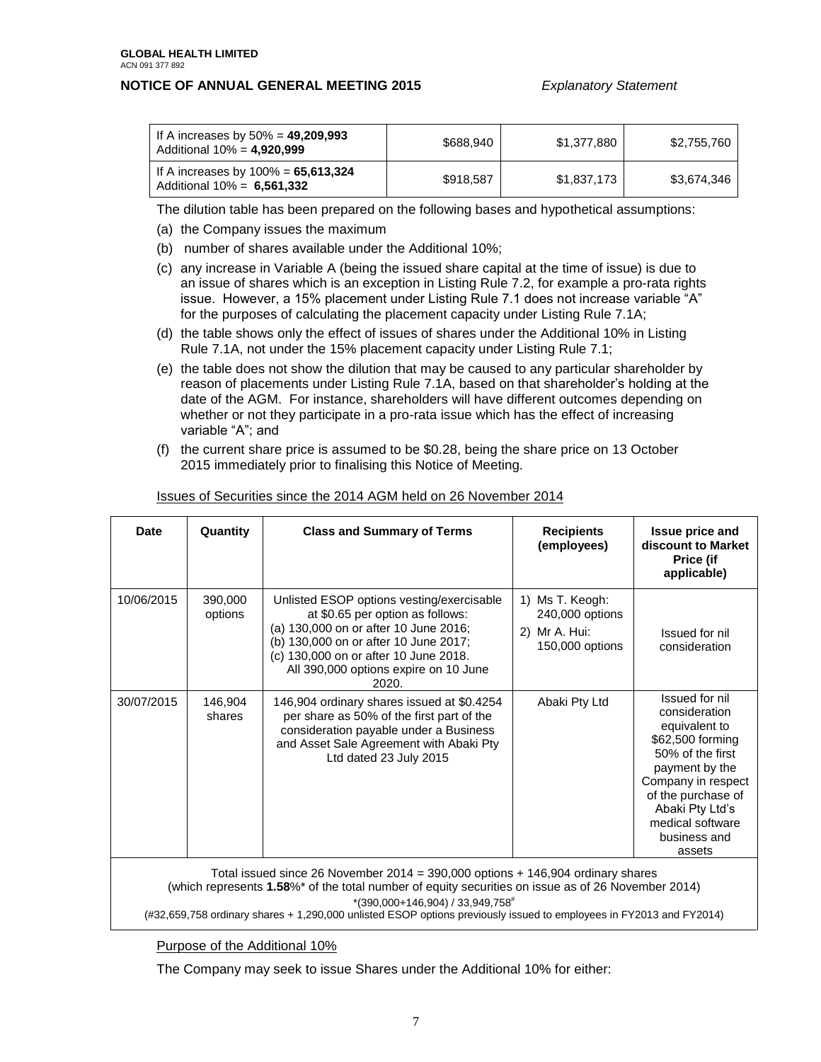| If A increases by 50% = **49,209,993** Additional 10% = **4,920,999** | \$688,940 | \$1,377,880 | \$2,755,760 |
|---|---|---|---|
| If A increases by 100% = **65,613,324** Additional 10% = **6,561,332** | \$918,587 | \$1,837,173 | \$3,674,346 |

The dilution table has been prepared on the following bases and hypothetical assumptions:

(a) the Company issues the maximum

(b) number of shares available under the Additional 10%;

(c) any increase in Variable A (being the issued share capital at the time of issue) is due to an issue of shares which is an exception in Listing Rule 7.2, for example a pro-rata rights issue. However, a 15% placement under Listing Rule 7.1 does not increase variable "A" for the purposes of calculating the placement capacity under Listing Rule 7.1A;

(d) the table shows only the effect of issues of shares under the Additional 10% in Listing Rule 7.1A, not under the 15% placement capacity under Listing Rule 7.1;

(e) the table does not show the dilution that may be caused to any particular shareholder by reason of placements under Listing Rule 7.1A, based on that shareholder's holding at the date of the AGM. For instance, shareholders will have different outcomes depending on whether or not they participate in a pro-rata issue which has the effect of increasing variable "A"; and

(f) the current share price is assumed to be \$0.28, being the share price on 13 October 2015 immediately prior to finalising this Notice of Meeting.

Issues of Securities since the 2014 AGM held on 26 November 2014

| Date | Quantity | Class and Summary of Terms | Recipients (employees) | Issue price and discount to Market Price (if applicable) |
|---|---|---|---|---|
| 10/06/2015 | 390,000 options | Unlisted ESOP options vesting/exercisable at \$0.65 per option as follows: (a) 130,000 on or after 10 June 2016; (b) 130,000 on or after 10 June 2017; (c) 130,000 on or after 10 June 2018. All 390,000 options expire on 10 June 2020. | 1) Ms T. Keogh: 240,000 options 2) Mr A. Hui: 150,000 options | Issued for nil consideration |
| 30/07/2015 | 146,904 shares | 146,904 ordinary shares issued at \$0.4254 per share as 50% of the first part of the consideration payable under a Business and Asset Sale Agreement with Abaki Pty Ltd dated 23 July 2015 | Abaki Pty Ltd | Issued for nil consideration equivalent to \$62,500 forming 50% of the first payment by the Company in respect of the purchase of Abaki Pty Ltd's medical software business and assets |
| Total issued since 26 November 2014 = 390,000 options + 146,904 ordinary shares (which represents **1.58**%* of the total number of equity securities on issue as of 26 November 2014) *(390,000+146,904) / 33,949,758[#] (#32,659,758 ordinary shares + 1,290,000 unlisted ESOP options previously issued to employees in FY2013 and FY2014) | | | | |

Purpose of the Additional 10%

The Company may seek to issue Shares under the Additional 10% for either: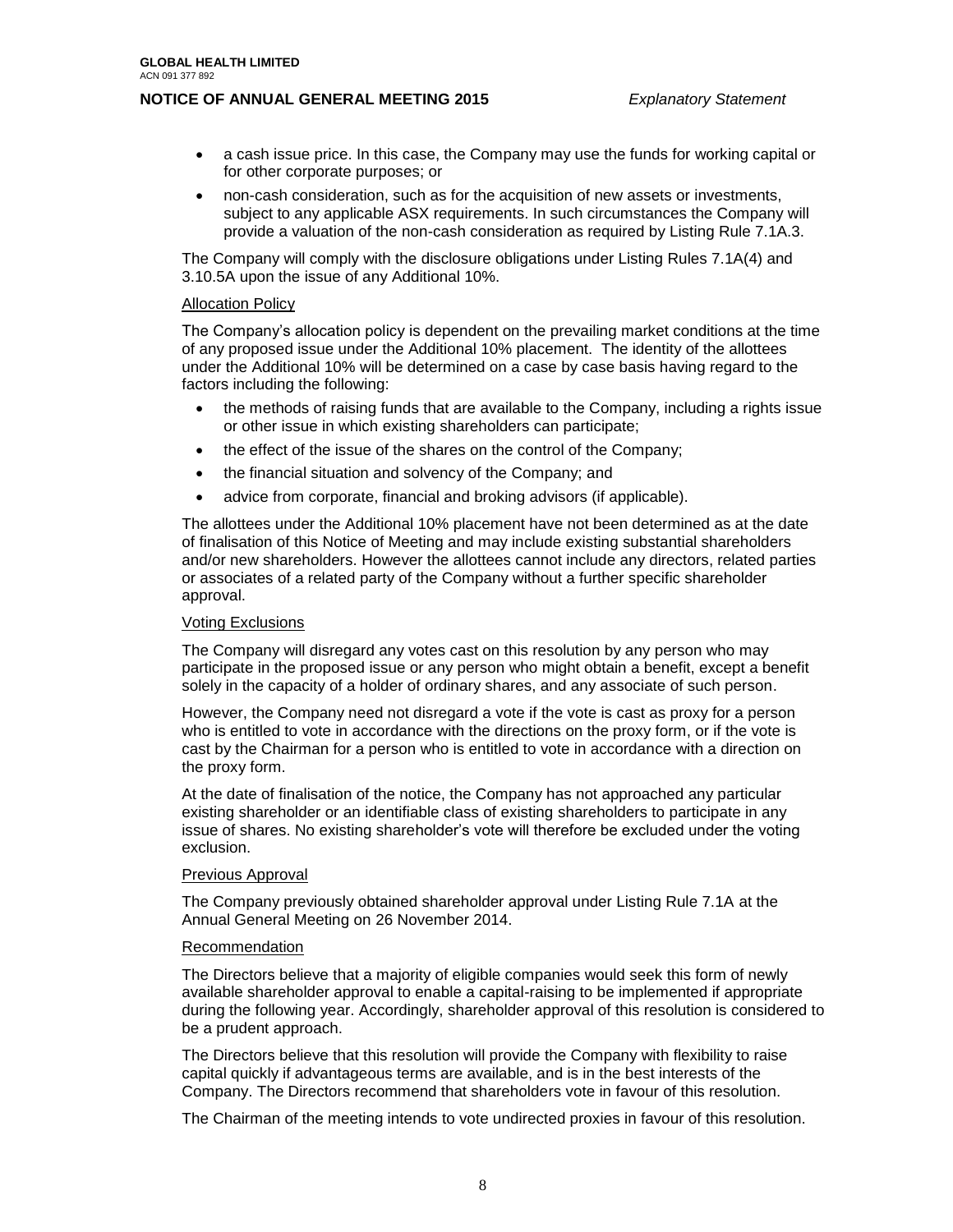- a cash issue price. In this case, the Company may use the funds for working capital or for other corporate purposes; or
- non-cash consideration, such as for the acquisition of new assets or investments, subject to any applicable ASX requirements. In such circumstances the Company will provide a valuation of the non-cash consideration as required by Listing Rule 7.1A.3.

The Company will comply with the disclosure obligations under Listing Rules 7.1A(4) and 3.10.5A upon the issue of any Additional 10%.

Allocation Policy

The Company's allocation policy is dependent on the prevailing market conditions at the time of any proposed issue under the Additional 10% placement. The identity of the allottees under the Additional 10% will be determined on a case by case basis having regard to the factors including the following:

- the methods of raising funds that are available to the Company, including a rights issue or other issue in which existing shareholders can participate;
- the effect of the issue of the shares on the control of the Company;
- the financial situation and solvency of the Company; and
- advice from corporate, financial and broking advisors (if applicable).

The allottees under the Additional 10% placement have not been determined as at the date of finalisation of this Notice of Meeting and may include existing substantial shareholders and/or new shareholders. However the allottees cannot include any directors, related parties or associates of a related party of the Company without a further specific shareholder approval.

Voting Exclusions

The Company will disregard any votes cast on this resolution by any person who may participate in the proposed issue or any person who might obtain a benefit, except a benefit solely in the capacity of a holder of ordinary shares, and any associate of such person.

However, the Company need not disregard a vote if the vote is cast as proxy for a person who is entitled to vote in accordance with the directions on the proxy form, or if the vote is cast by the Chairman for a person who is entitled to vote in accordance with a direction on the proxy form.

At the date of finalisation of the notice, the Company has not approached any particular existing shareholder or an identifiable class of existing shareholders to participate in any issue of shares. No existing shareholder's vote will therefore be excluded under the voting exclusion.

Previous Approval

The Company previously obtained shareholder approval under Listing Rule 7.1A at the Annual General Meeting on 26 November 2014.

Recommendation

The Directors believe that a majority of eligible companies would seek this form of newly available shareholder approval to enable a capital-raising to be implemented if appropriate during the following year. Accordingly, shareholder approval of this resolution is considered to be a prudent approach.

The Directors believe that this resolution will provide the Company with flexibility to raise capital quickly if advantageous terms are available, and is in the best interests of the Company. The Directors recommend that shareholders vote in favour of this resolution.

The Chairman of the meeting intends to vote undirected proxies in favour of this resolution.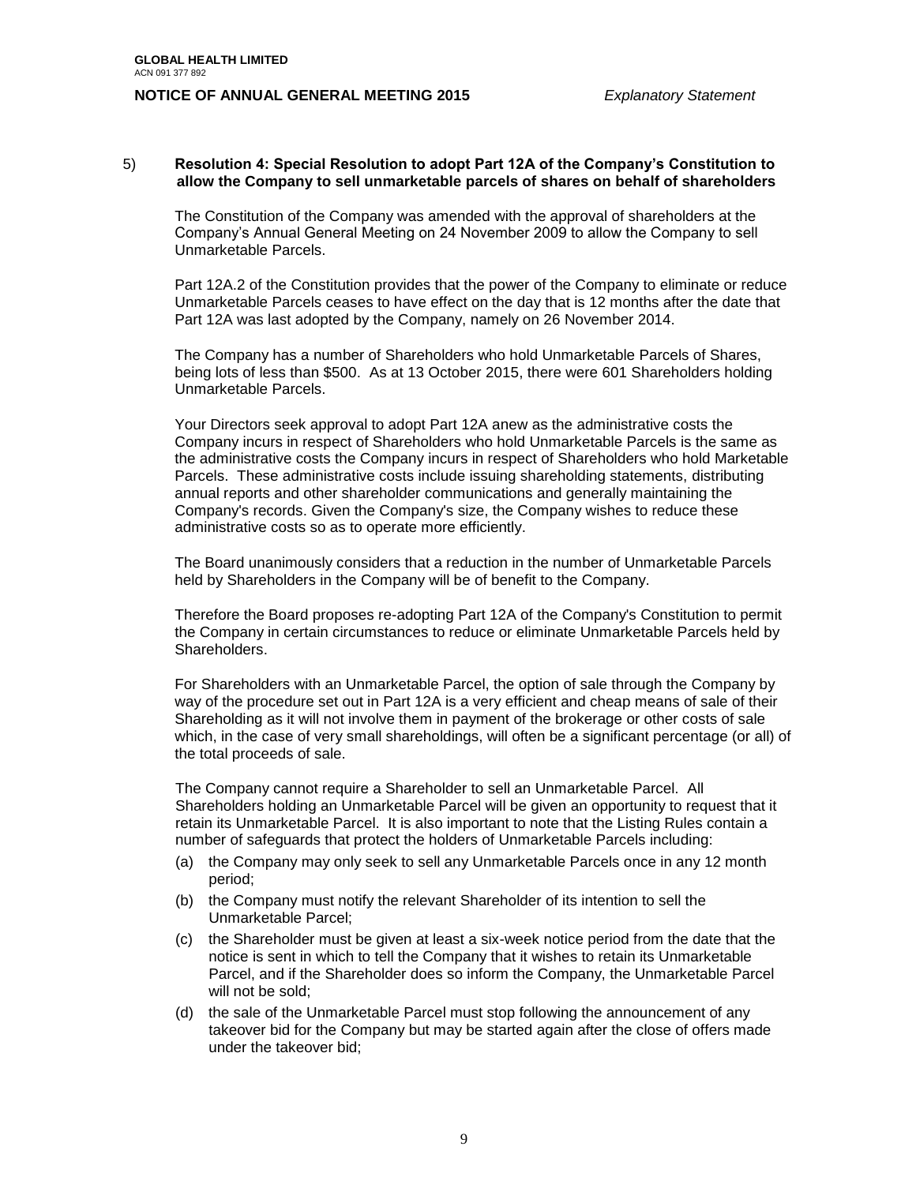5) **Resolution 4: Special Resolution to adopt Part 12A of the Company's Constitution to allow the Company to sell unmarketable parcels of shares on behalf of shareholders**

The Constitution of the Company was amended with the approval of shareholders at the Company's Annual General Meeting on 24 November 2009 to allow the Company to sell Unmarketable Parcels.

Part 12A.2 of the Constitution provides that the power of the Company to eliminate or reduce Unmarketable Parcels ceases to have effect on the day that is 12 months after the date that Part 12A was last adopted by the Company, namely on 26 November 2014.

The Company has a number of Shareholders who hold Unmarketable Parcels of Shares, being lots of less than $500. As at 13 October 2015, there were 601 Shareholders holding Unmarketable Parcels.

Your Directors seek approval to adopt Part 12A anew as the administrative costs the Company incurs in respect of Shareholders who hold Unmarketable Parcels is the same as the administrative costs the Company incurs in respect of Shareholders who hold Marketable Parcels. These administrative costs include issuing shareholding statements, distributing annual reports and other shareholder communications and generally maintaining the Company's records. Given the Company's size, the Company wishes to reduce these administrative costs so as to operate more efficiently.

The Board unanimously considers that a reduction in the number of Unmarketable Parcels held by Shareholders in the Company will be of benefit to the Company.

Therefore the Board proposes re-adopting Part 12A of the Company's Constitution to permit the Company in certain circumstances to reduce or eliminate Unmarketable Parcels held by Shareholders.

For Shareholders with an Unmarketable Parcel, the option of sale through the Company by way of the procedure set out in Part 12A is a very efficient and cheap means of sale of their Shareholding as it will not involve them in payment of the brokerage or other costs of sale which, in the case of very small shareholdings, will often be a significant percentage (or all) of the total proceeds of sale.

The Company cannot require a Shareholder to sell an Unmarketable Parcel. All Shareholders holding an Unmarketable Parcel will be given an opportunity to request that it retain its Unmarketable Parcel. It is also important to note that the Listing Rules contain a number of safeguards that protect the holders of Unmarketable Parcels including:

(a) the Company may only seek to sell any Unmarketable Parcels once in any 12 month period;

(b) the Company must notify the relevant Shareholder of its intention to sell the Unmarketable Parcel;

(c) the Shareholder must be given at least a six-week notice period from the date that the notice is sent in which to tell the Company that it wishes to retain its Unmarketable Parcel, and if the Shareholder does so inform the Company, the Unmarketable Parcel will not be sold;

(d) the sale of the Unmarketable Parcel must stop following the announcement of any takeover bid for the Company but may be started again after the close of offers made under the takeover bid;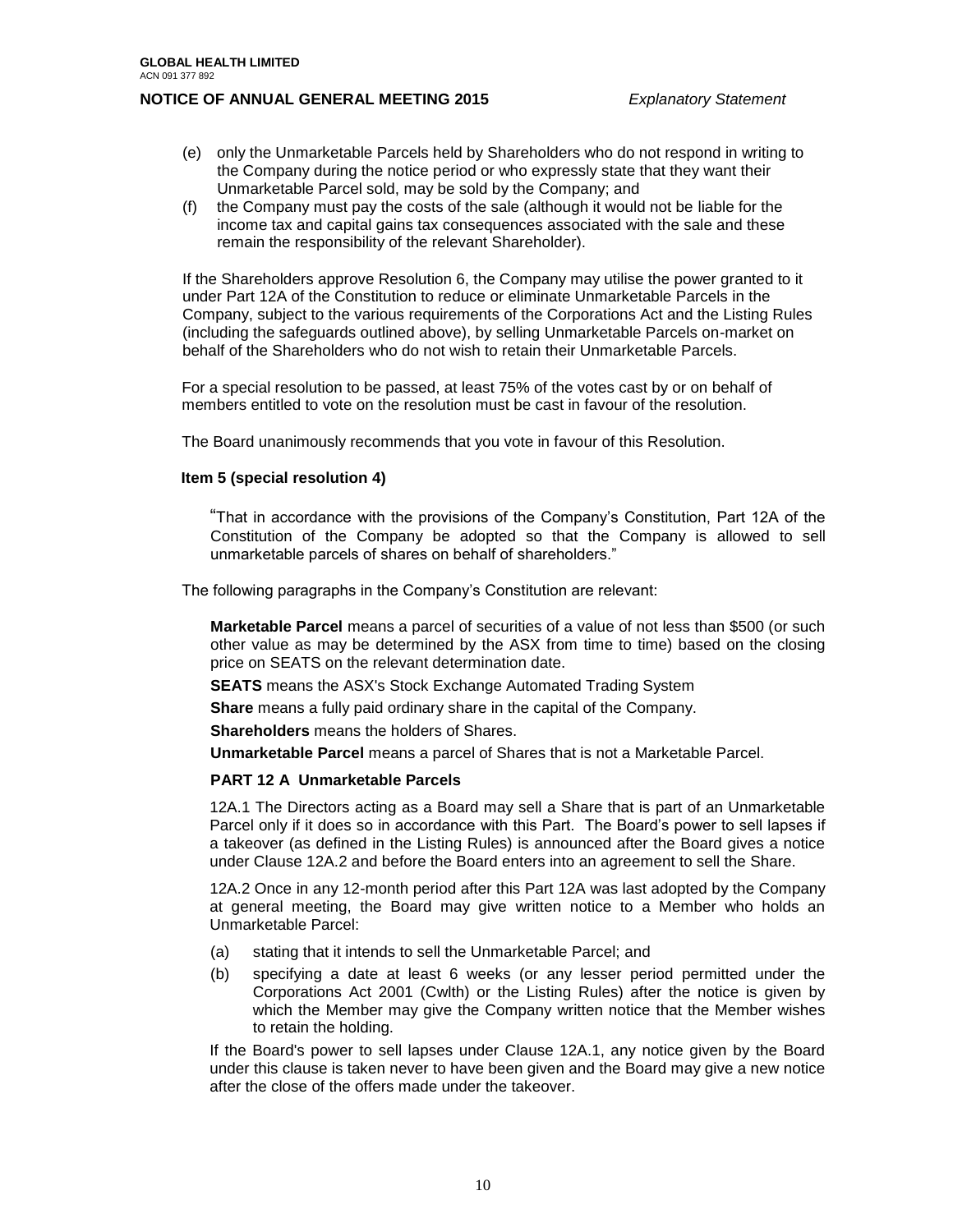(e) only the Unmarketable Parcels held by Shareholders who do not respond in writing to the Company during the notice period or who expressly state that they want their Unmarketable Parcel sold, may be sold by the Company; and

(f) the Company must pay the costs of the sale (although it would not be liable for the income tax and capital gains tax consequences associated with the sale and these remain the responsibility of the relevant Shareholder).

If the Shareholders approve Resolution 6, the Company may utilise the power granted to it under Part 12A of the Constitution to reduce or eliminate Unmarketable Parcels in the Company, subject to the various requirements of the Corporations Act and the Listing Rules (including the safeguards outlined above), by selling Unmarketable Parcels on-market on behalf of the Shareholders who do not wish to retain their Unmarketable Parcels.

For a special resolution to be passed, at least 75% of the votes cast by or on behalf of members entitled to vote on the resolution must be cast in favour of the resolution.

The Board unanimously recommends that you vote in favour of this Resolution.

**Item 5 (special resolution 4)**

"That in accordance with the provisions of the Company's Constitution, Part 12A of the Constitution of the Company be adopted so that the Company is allowed to sell unmarketable parcels of shares on behalf of shareholders."

The following paragraphs in the Company's Constitution are relevant:

**Marketable Parcel** means a parcel of securities of a value of not less than $500 (or such other value as may be determined by the ASX from time to time) based on the closing price on SEATS on the relevant determination date.

**SEATS** means the ASX's Stock Exchange Automated Trading System

**Share** means a fully paid ordinary share in the capital of the Company.

**Shareholders** means the holders of Shares.

**Unmarketable Parcel** means a parcel of Shares that is not a Marketable Parcel.

**PART 12 A Unmarketable Parcels**

12A.1 The Directors acting as a Board may sell a Share that is part of an Unmarketable Parcel only if it does so in accordance with this Part. The Board's power to sell lapses if a takeover (as defined in the Listing Rules) is announced after the Board gives a notice under Clause 12A.2 and before the Board enters into an agreement to sell the Share.

12A.2 Once in any 12-month period after this Part 12A was last adopted by the Company at general meeting, the Board may give written notice to a Member who holds an Unmarketable Parcel:

(a) stating that it intends to sell the Unmarketable Parcel; and

(b) specifying a date at least 6 weeks (or any lesser period permitted under the Corporations Act 2001 (Cwlth) or the Listing Rules) after the notice is given by which the Member may give the Company written notice that the Member wishes to retain the holding.

If the Board's power to sell lapses under Clause 12A.1, any notice given by the Board under this clause is taken never to have been given and the Board may give a new notice after the close of the offers made under the takeover.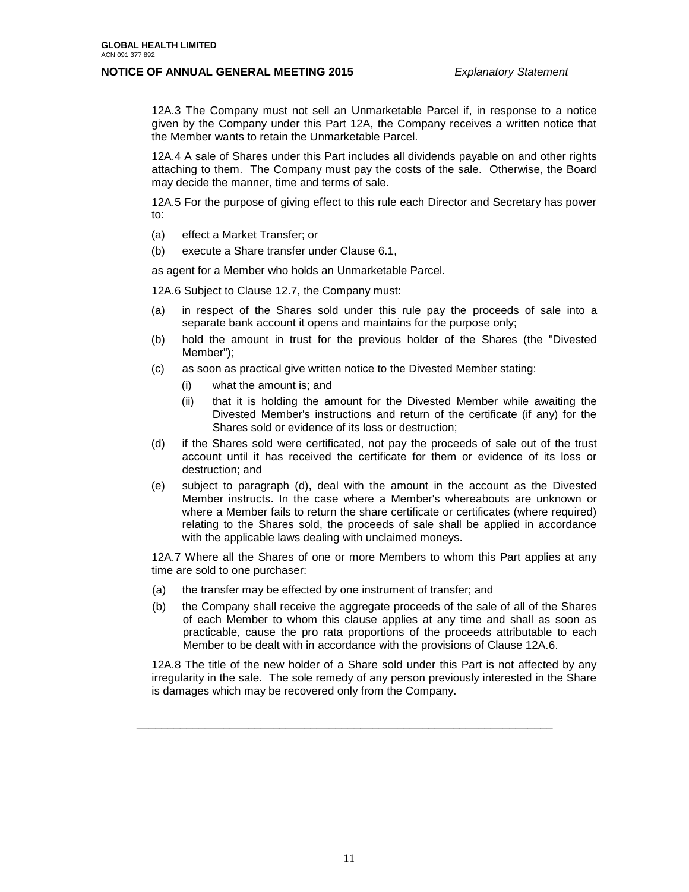12A.3 The Company must not sell an Unmarketable Parcel if, in response to a notice given by the Company under this Part 12A, the Company receives a written notice that the Member wants to retain the Unmarketable Parcel.

12A.4 A sale of Shares under this Part includes all dividends payable on and other rights attaching to them. The Company must pay the costs of the sale. Otherwise, the Board may decide the manner, time and terms of sale.

12A.5 For the purpose of giving effect to this rule each Director and Secretary has power to:

(a) effect a Market Transfer; or

(b) execute a Share transfer under Clause 6.1,

as agent for a Member who holds an Unmarketable Parcel.

12A.6 Subject to Clause 12.7, the Company must:

(a) in respect of the Shares sold under this rule pay the proceeds of sale into a separate bank account it opens and maintains for the purpose only;

(b) hold the amount in trust for the previous holder of the Shares (the "Divested Member");

(c) as soon as practical give written notice to the Divested Member stating:

 (i) what the amount is; and

 (ii) that it is holding the amount for the Divested Member while awaiting the Divested Member's instructions and return of the certificate (if any) for the Shares sold or evidence of its loss or destruction;

(d) if the Shares sold were certificated, not pay the proceeds of sale out of the trust account until it has received the certificate for them or evidence of its loss or destruction; and

(e) subject to paragraph (d), deal with the amount in the account as the Divested Member instructs. In the case where a Member's whereabouts are unknown or where a Member fails to return the share certificate or certificates (where required) relating to the Shares sold, the proceeds of sale shall be applied in accordance with the applicable laws dealing with unclaimed moneys.

12A.7 Where all the Shares of one or more Members to whom this Part applies at any time are sold to one purchaser:

(a) the transfer may be effected by one instrument of transfer; and

(b) the Company shall receive the aggregate proceeds of the sale of all of the Shares of each Member to whom this clause applies at any time and shall as soon as practicable, cause the pro rata proportions of the proceeds attributable to each Member to be dealt with in accordance with the provisions of Clause 12A.6.

12A.8 The title of the new holder of a Share sold under this Part is not affected by any irregularity in the sale. The sole remedy of any person previously interested in the Share is damages which may be recovered only from the Company.

---